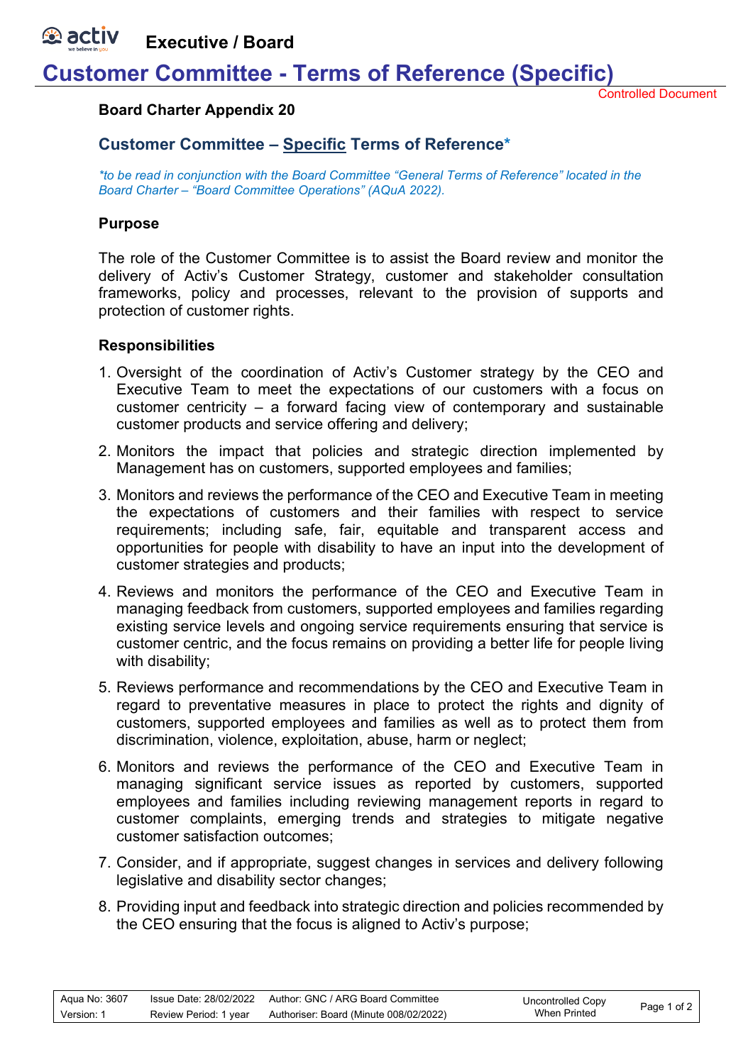# Executive / Board

# Customer Committee - Terms of Reference (Specific)

Controlled Document

**Board Charter Appendix 20**

## Customer Committee – Specific Terms of Reference*

*\*to be read in conjunction with the Board Committee "General Terms of Reference" located in the Board Charter – "Board Committee Operations" (AQuA 2022).*

### Purpose

The role of the Customer Committee is to assist the Board review and monitor the delivery of Activ's Customer Strategy, customer and stakeholder consultation frameworks, policy and processes, relevant to the provision of supports and protection of customer rights.

### Responsibilities

1. Oversight of the coordination of Activ's Customer strategy by the CEO and Executive Team to meet the expectations of our customers with a focus on customer centricity – a forward facing view of contemporary and sustainable customer products and service offering and delivery;
2. Monitors the impact that policies and strategic direction implemented by Management has on customers, supported employees and families;
3. Monitors and reviews the performance of the CEO and Executive Team in meeting the expectations of customers and their families with respect to service requirements; including safe, fair, equitable and transparent access and opportunities for people with disability to have an input into the development of customer strategies and products;
4. Reviews and monitors the performance of the CEO and Executive Team in managing feedback from customers, supported employees and families regarding existing service levels and ongoing service requirements ensuring that service is customer centric, and the focus remains on providing a better life for people living with disability;
5. Reviews performance and recommendations by the CEO and Executive Team in regard to preventative measures in place to protect the rights and dignity of customers, supported employees and families as well as to protect them from discrimination, violence, exploitation, abuse, harm or neglect;
6. Monitors and reviews the performance of the CEO and Executive Team in managing significant service issues as reported by customers, supported employees and families including reviewing management reports in regard to customer complaints, emerging trends and strategies to mitigate negative customer satisfaction outcomes;
7. Consider, and if appropriate, suggest changes in services and delivery following legislative and disability sector changes;
8. Providing input and feedback into strategic direction and policies recommended by the CEO ensuring that the focus is aligned to Activ's purpose;

| Aqua No: 3607 | Issue Date: 28/02/2022 | Author: GNC / ARG Board Committee | Uncontrolled Copy When Printed |
|---|---|---|---|
| Version: 1 | Review Period: 1 year | Authoriser: Board (Minute 008/02/2022) | |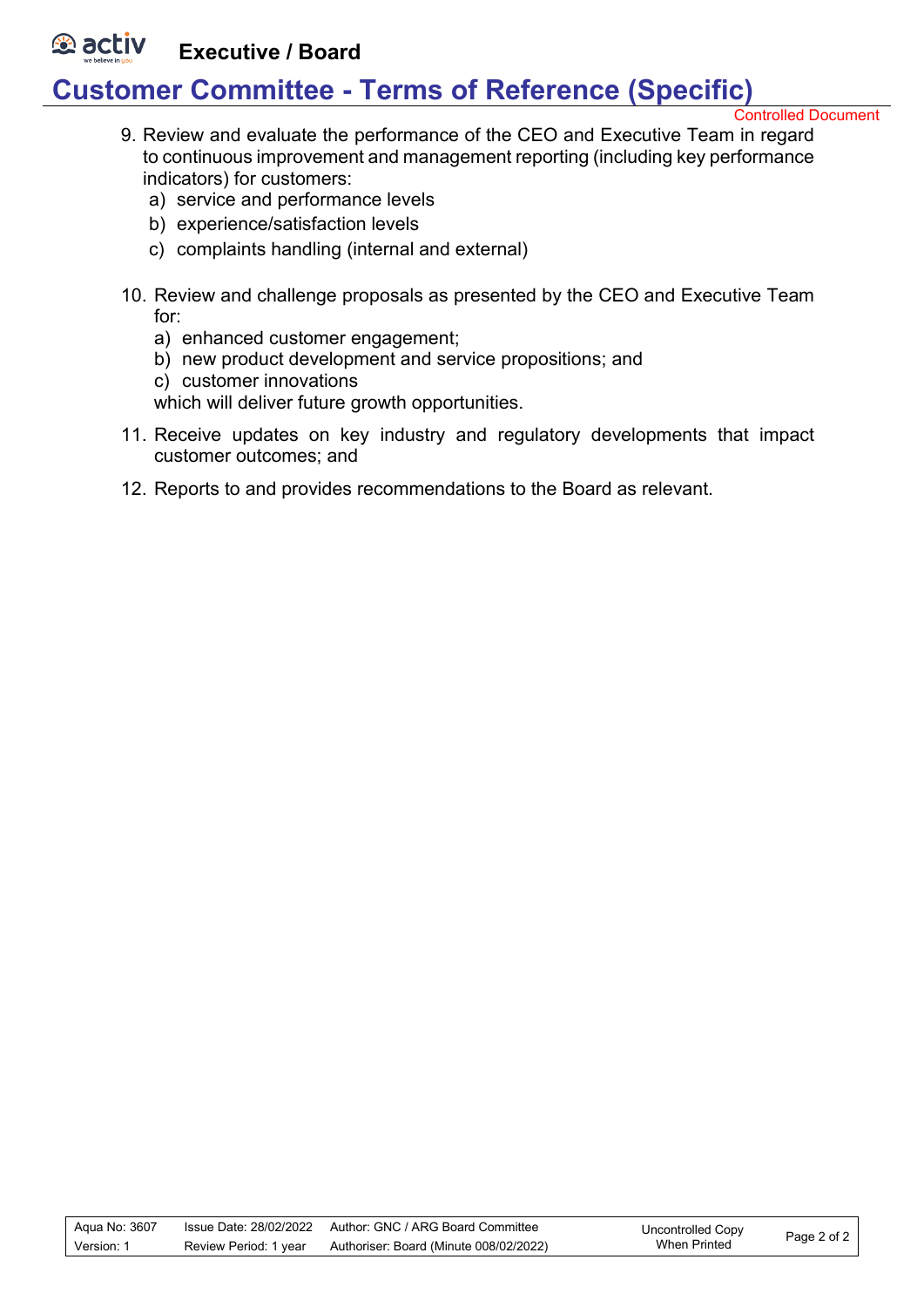9. Review and evaluate the performance of the CEO and Executive Team in regard to continuous improvement and management reporting (including key performance indicators) for customers:
   a) service and performance levels
   b) experience/satisfaction levels
   c) complaints handling (internal and external)

10. Review and challenge proposals as presented by the CEO and Executive Team for:
    a) enhanced customer engagement;
    b) new product development and service propositions; and
    c) customer innovations

    which will deliver future growth opportunities.

11. Receive updates on key industry and regulatory developments that impact customer outcomes; and

12. Reports to and provides recommendations to the Board as relevant.